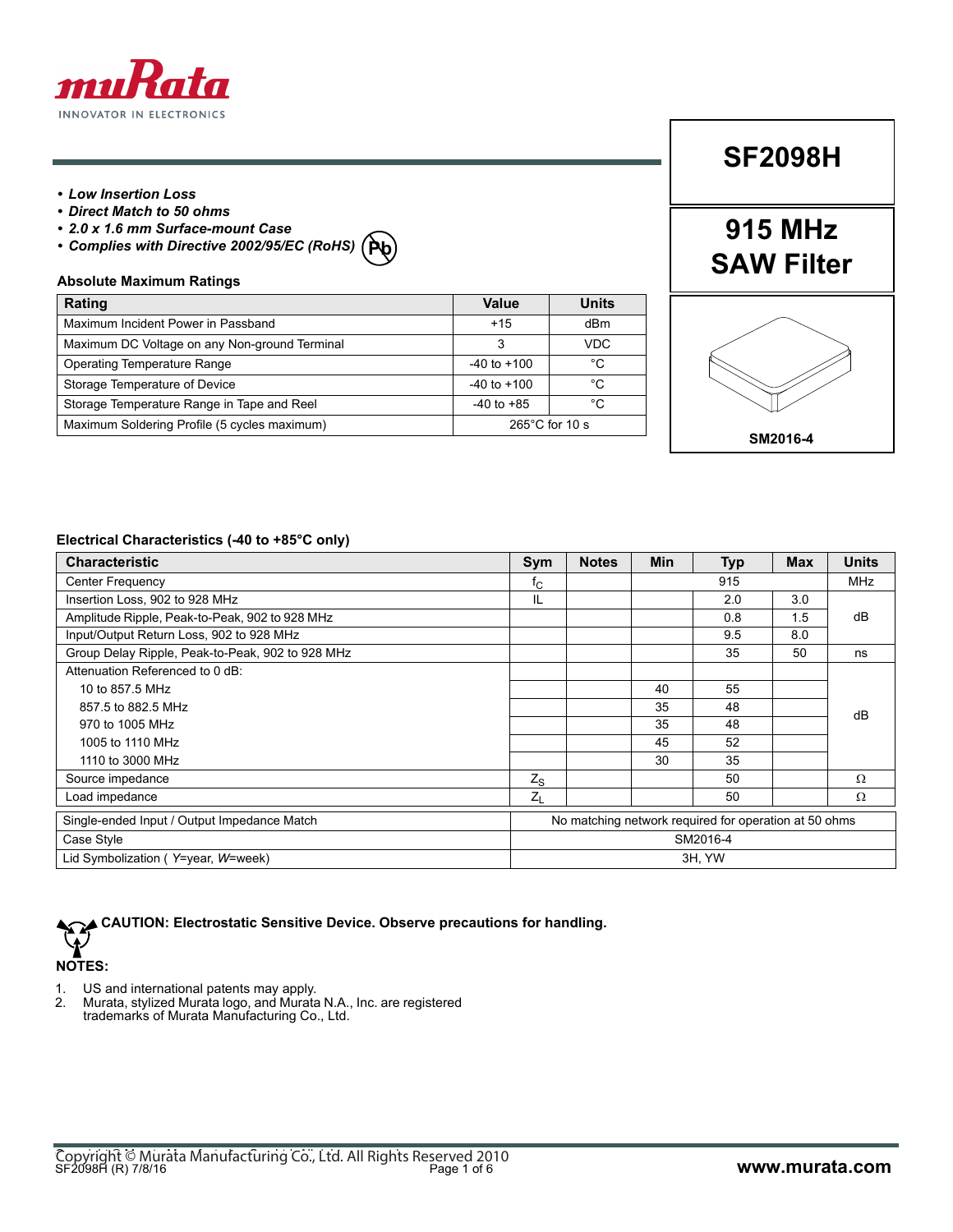# SF2098H

## 915 MHz SAW Filter

SM2016-4

- ***Low Insertion Loss***
- ***Direct Match to 50 ohms***
- ***2.0 x 1.6 mm Surface-mount Case***
- ***Complies with Directive 2002/95/EC (RoHS)***

### Absolute Maximum Ratings

| Rating | Value | Units |
|---|---|---|
| Maximum Incident Power in Passband | +15 | dBm |
| Maximum DC Voltage on any Non-ground Terminal | 3 | VDC |
| Operating Temperature Range | -40 to +100 | °C |
| Storage Temperature of Device | -40 to +100 | °C |
| Storage Temperature Range in Tape and Reel | -40 to +85 | °C |
| Maximum Soldering Profile (5 cycles maximum) | 265°C for 10 s | |

### Electrical Characteristics (-40 to +85°C only)

| Characteristic | Sym | Notes | Min | Typ | Max | Units |
|---|---|---|---|---|---|---|
| Center Frequency | $f_C$ | | | 915 | | MHz |
| Insertion Loss, 902 to 928 MHz | IL | | | 2.0 | 3.0 | dB |
| Amplitude Ripple, Peak-to-Peak, 902 to 928 MHz | | | | 0.8 | 1.5 | dB |
| Input/Output Return Loss, 902 to 928 MHz | | | | 9.5 | 8.0 | dB |
| Group Delay Ripple, Peak-to-Peak, 902 to 928 MHz | | | | 35 | 50 | ns |
| Attenuation Referenced to 0 dB: | | | | | | |
| 10 to 857.5 MHz | | | 40 | 55 | | dB |
| 857.5 to 882.5 MHz | | | 35 | 48 | | dB |
| 970 to 1005 MHz | | | 35 | 48 | | dB |
| 1005 to 1110 MHz | | | 45 | 52 | | dB |
| 1110 to 3000 MHz | | | 30 | 35 | | dB |
| Source impedance | $Z_S$ | | | 50 | | Ω |
| Load impedance | $Z_L$ | | | 50 | | Ω |
| Single-ended Input / Output Impedance Match | No matching network required for operation at 50 ohms | | | | | |
| Case Style | SM2016-4 | | | | | |
| Lid Symbolization ( *Y*=year, *W*=week) | 3H, YW | | | | | |

**CAUTION: Electrostatic Sensitive Device. Observe precautions for handling.**

**NOTES:**

1. US and international patents may apply.
2. Murata, stylized Murata logo, and Murata N.A., Inc. are registered trademarks of Murata Manufacturing Co., Ltd.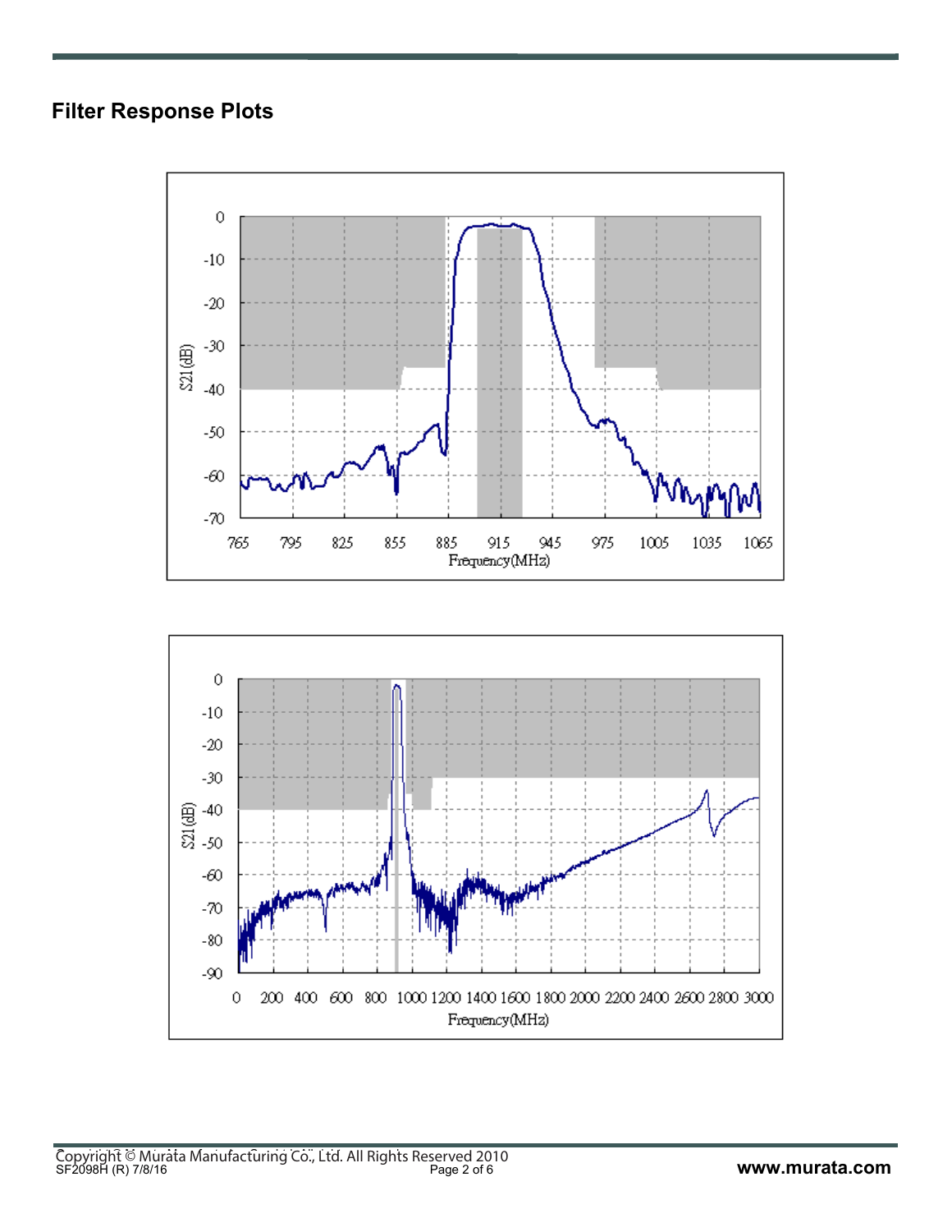## Filter Response Plots

S21 (dB)

0
-10
-20
-30
-40
-50
-60
-70

765 795 825 855 885 915 945 975 1005 1035 1065

Frequency(MHz)

S21 (dB)

0
-10
-20
-30
-40
-50
-60
-70
-80
-90

0 200 400 600 800 1000 1200 1400 1600 1800 2000 2200 2400 2600 2800 3000

Frequency(MHz)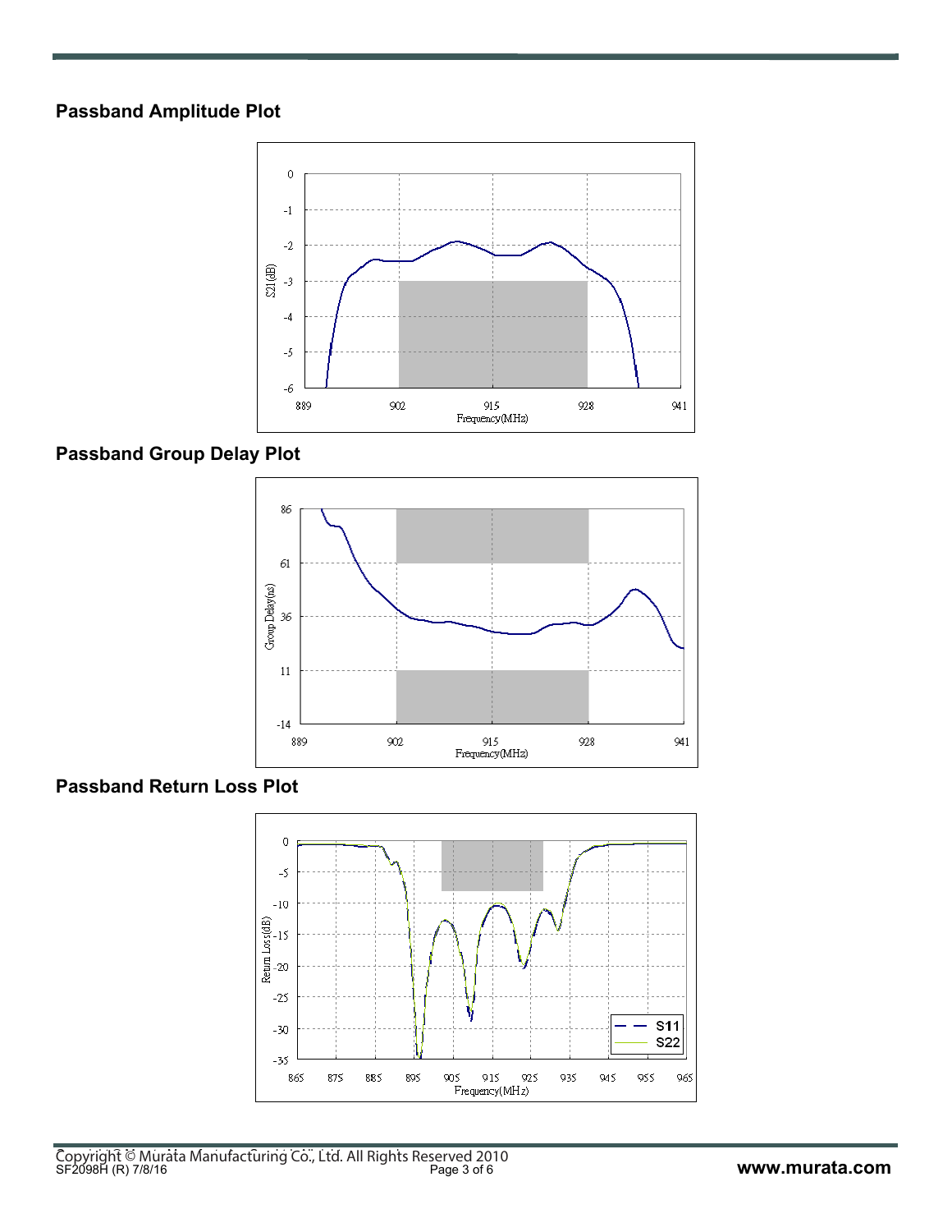## Passband Amplitude Plot

## Passband Group Delay Plot

## Passband Return Loss Plot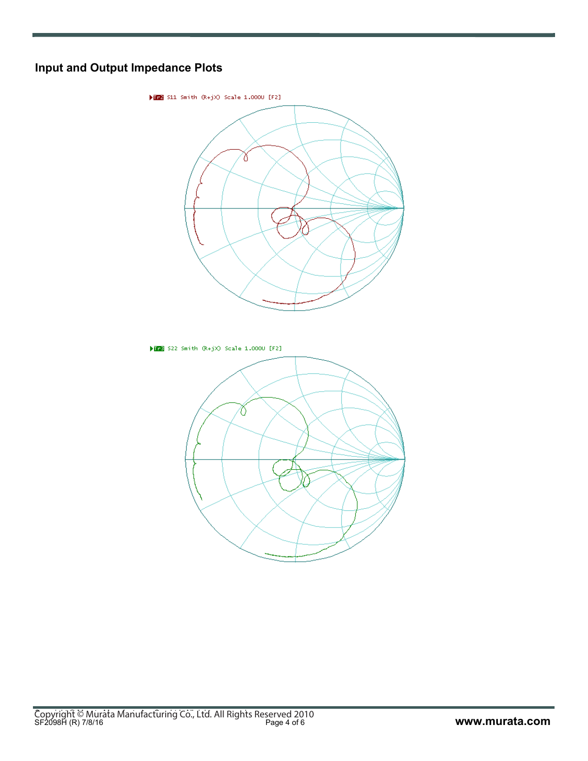## Input and Output Impedance Plots

Tr2 S11 Smith (R+jX) Scale 1.000U [F2]

Tr3 S22 Smith (R+jX) Scale 1.000U [F2]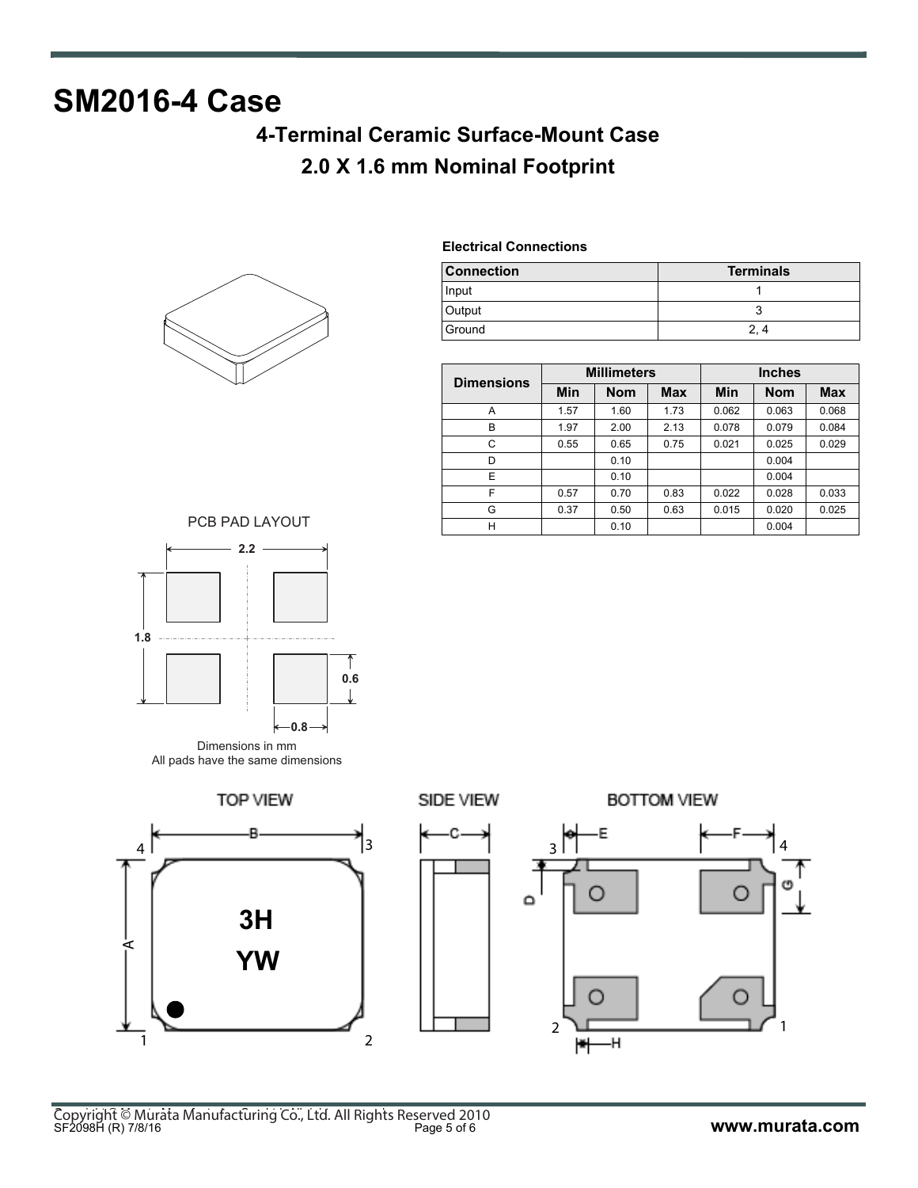# SM2016-4 Case

### 4-Terminal Ceramic Surface-Mount Case

### 2.0 X 1.6 mm Nominal Footprint

**Electrical Connections**

| Connection | Terminals |
|---|---|
| Input | 1 |
| Output | 3 |
| Ground | 2, 4 |

| Dimensions | Millimeters | | | Inches | | |
|---|---|---|---|---|---|---|
| | Min | Nom | Max | Min | Nom | Max |
| A | 1.57 | 1.60 | 1.73 | 0.062 | 0.063 | 0.068 |
| B | 1.97 | 2.00 | 2.13 | 0.078 | 0.079 | 0.084 |
| C | 0.55 | 0.65 | 0.75 | 0.021 | 0.025 | 0.029 |
| D | | 0.10 | | | 0.004 | |
| E | | 0.10 | | | 0.004 | |
| F | 0.57 | 0.70 | 0.83 | 0.022 | 0.028 | 0.033 |
| G | 0.37 | 0.50 | 0.63 | 0.015 | 0.020 | 0.025 |
| H | | 0.10 | | | 0.004 | |

PCB PAD LAYOUT

2.2

1.8

0.6

0.8

Dimensions in mm
All pads have the same dimensions

TOP VIEW

SIDE VIEW

BOTTOM VIEW

3H
YW

Copyright © Murata Manufacturing Co., Ltd. All Rights Reserved 2010
SF2098H (R) 7/8/16

www.murata.com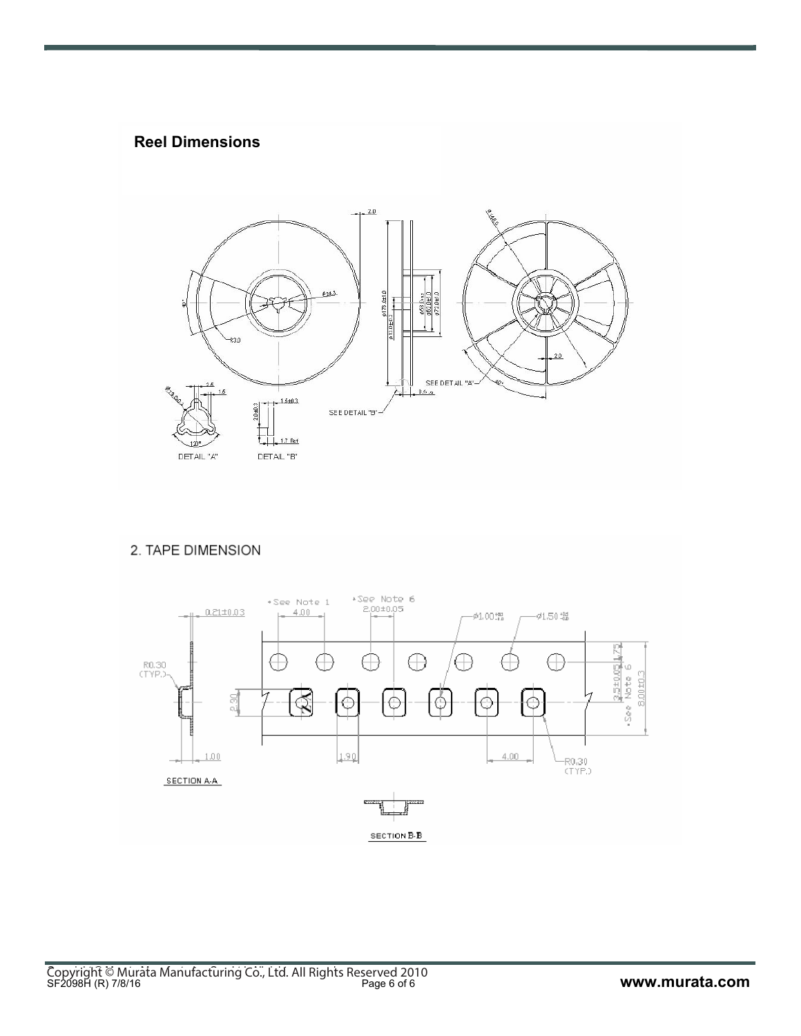## Reel Dimensions

## 2. TAPE DIMENSION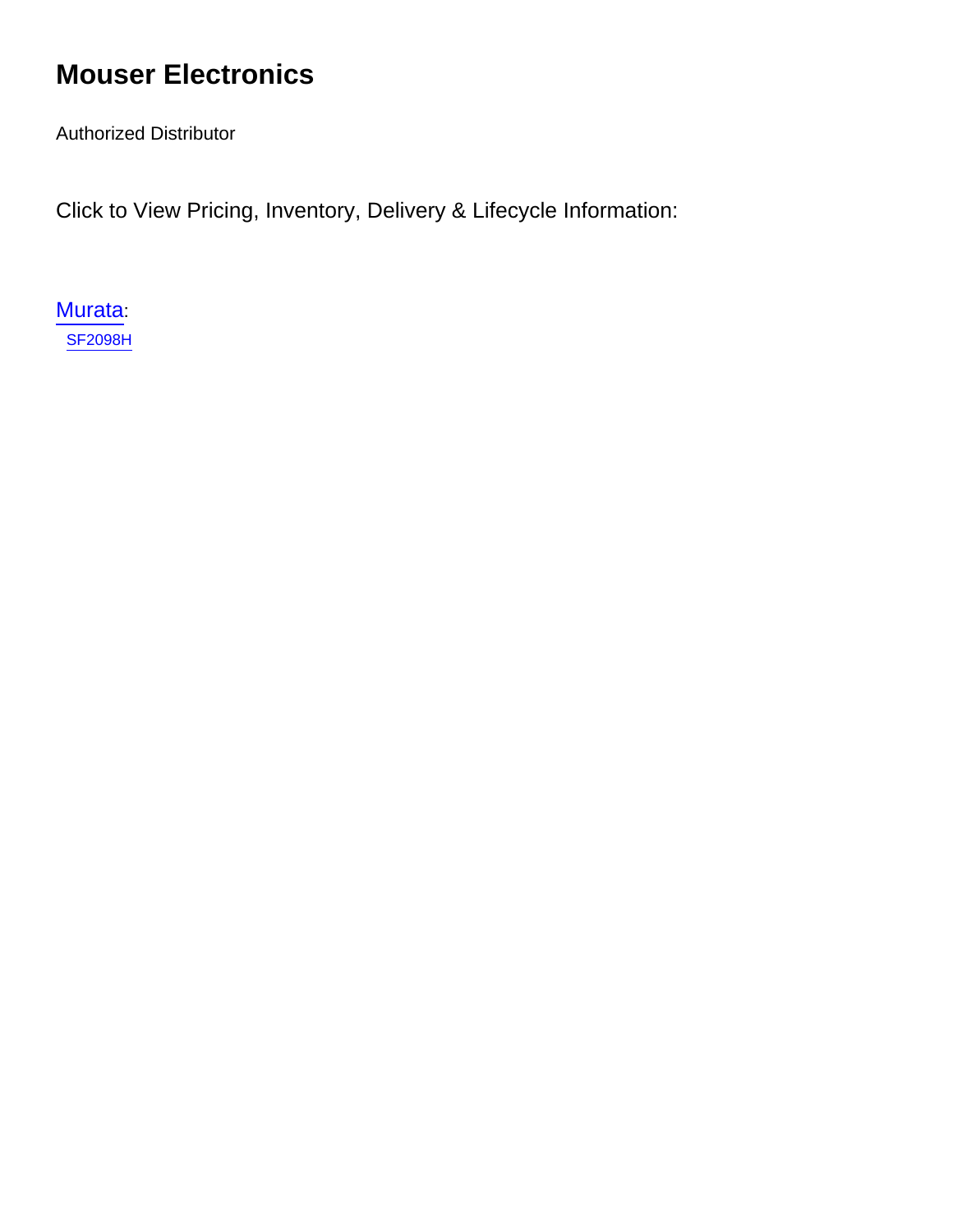# Mouser Electronics

Authorized Distributor

Click to View Pricing, Inventory, Delivery & Lifecycle Information:

Murata:

SF2098H